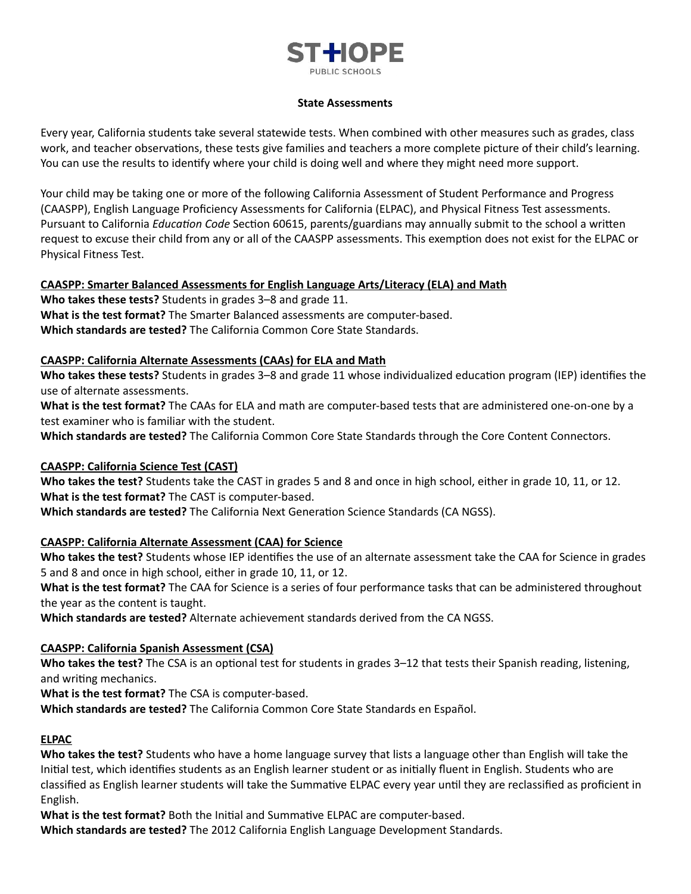# ST HOPE PUBLIC SCHOOLS

## State Assessments

Every year, California students take several statewide tests. When combined with other measures such as grades, class work, and teacher observations, these tests give families and teachers a more complete picture of their child's learning. You can use the results to identify where your child is doing well and where they might need more support.

Your child may be taking one or more of the following California Assessment of Student Performance and Progress (CAASPP), English Language Proficiency Assessments for California (ELPAC), and Physical Fitness Test assessments. Pursuant to California *Education Code* Section 60615, parents/guardians may annually submit to the school a written request to excuse their child from any or all of the CAASPP assessments. This exemption does not exist for the ELPAC or Physical Fitness Test.

### CAASPP: Smarter Balanced Assessments for English Language Arts/Literacy (ELA) and Math

**Who takes these tests?** Students in grades 3–8 and grade 11.
**What is the test format?** The Smarter Balanced assessments are computer-based.
**Which standards are tested?** The California Common Core State Standards.

### CAASPP: California Alternate Assessments (CAAs) for ELA and Math

**Who takes these tests?** Students in grades 3–8 and grade 11 whose individualized education program (IEP) identifies the use of alternate assessments.
**What is the test format?** The CAAs for ELA and math are computer-based tests that are administered one-on-one by a test examiner who is familiar with the student.
**Which standards are tested?** The California Common Core State Standards through the Core Content Connectors.

### CAASPP: California Science Test (CAST)

**Who takes the test?** Students take the CAST in grades 5 and 8 and once in high school, either in grade 10, 11, or 12.
**What is the test format?** The CAST is computer-based.
**Which standards are tested?** The California Next Generation Science Standards (CA NGSS).

### CAASPP: California Alternate Assessment (CAA) for Science

**Who takes the test?** Students whose IEP identifies the use of an alternate assessment take the CAA for Science in grades 5 and 8 and once in high school, either in grade 10, 11, or 12.
**What is the test format?** The CAA for Science is a series of four performance tasks that can be administered throughout the year as the content is taught.
**Which standards are tested?** Alternate achievement standards derived from the CA NGSS.

### CAASPP: California Spanish Assessment (CSA)

**Who takes the test?** The CSA is an optional test for students in grades 3–12 that tests their Spanish reading, listening, and writing mechanics.
**What is the test format?** The CSA is computer-based.
**Which standards are tested?** The California Common Core State Standards en Español.

### ELPAC

**Who takes the test?** Students who have a home language survey that lists a language other than English will take the Initial test, which identifies students as an English learner student or as initially fluent in English. Students who are classified as English learner students will take the Summative ELPAC every year until they are reclassified as proficient in English.
**What is the test format?** Both the Initial and Summative ELPAC are computer-based.
**Which standards are tested?** The 2012 California English Language Development Standards.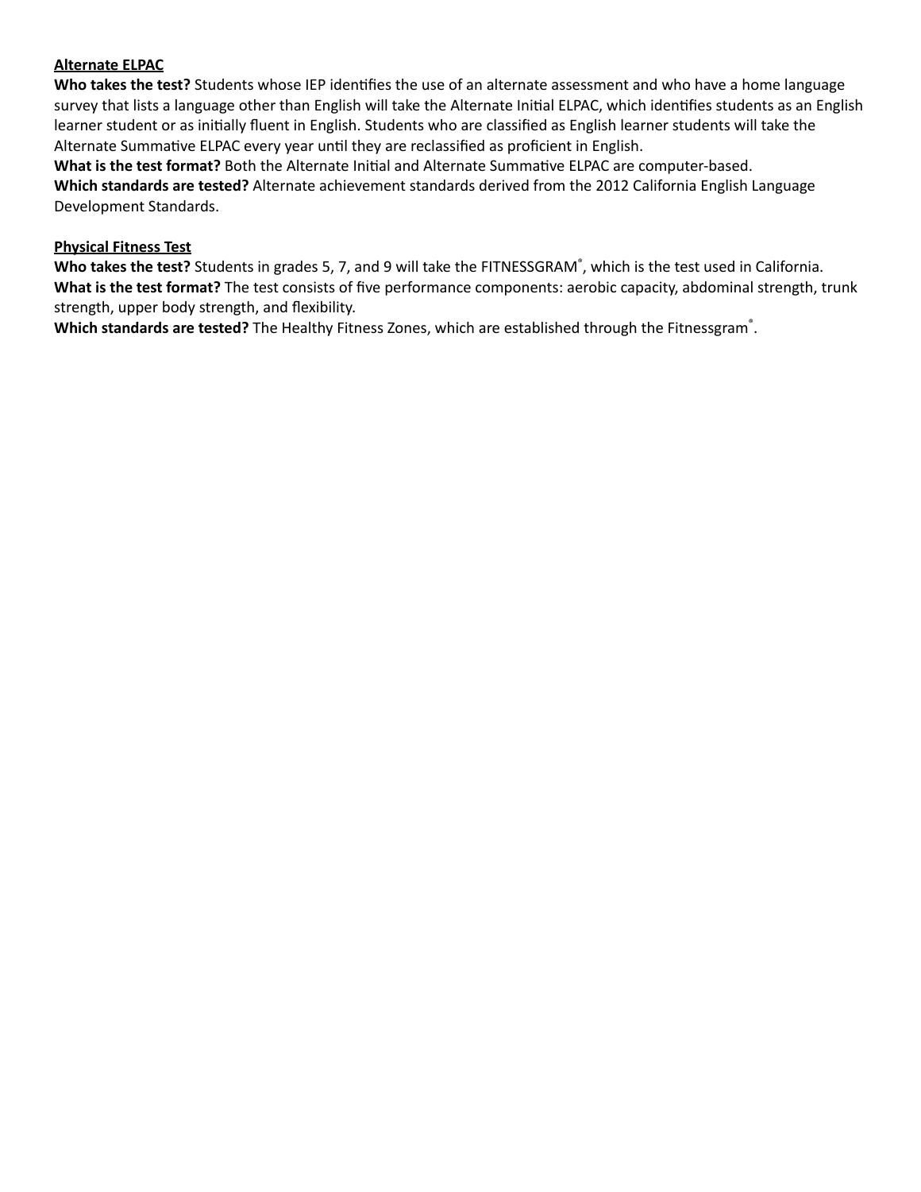**Alternate ELPAC**

**Who takes the test?** Students whose IEP identifies the use of an alternate assessment and who have a home language survey that lists a language other than English will take the Alternate Initial ELPAC, which identifies students as an English learner student or as initially fluent in English. Students who are classified as English learner students will take the Alternate Summative ELPAC every year until they are reclassified as proficient in English.

**What is the test format?** Both the Alternate Initial and Alternate Summative ELPAC are computer-based.

**Which standards are tested?** Alternate achievement standards derived from the 2012 California English Language Development Standards.

**Physical Fitness Test**

**Who takes the test?** Students in grades 5, 7, and 9 will take the FITNESSGRAM®, which is the test used in California.

**What is the test format?** The test consists of five performance components: aerobic capacity, abdominal strength, trunk strength, upper body strength, and flexibility.

**Which standards are tested?** The Healthy Fitness Zones, which are established through the Fitnessgram®.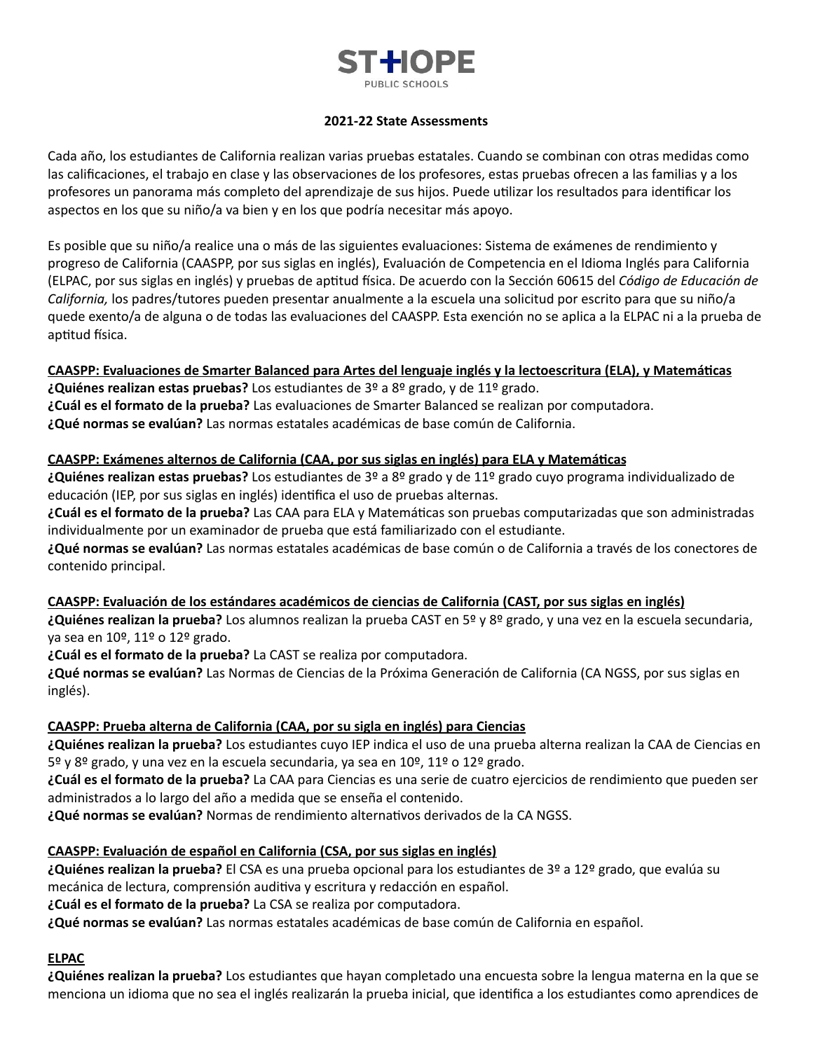# ST HOPE PUBLIC SCHOOLS

## 2021-22 State Assessments

Cada año, los estudiantes de California realizan varias pruebas estatales. Cuando se combinan con otras medidas como las calificaciones, el trabajo en clase y las observaciones de los profesores, estas pruebas ofrecen a las familias y a los profesores un panorama más completo del aprendizaje de sus hijos. Puede utilizar los resultados para identificar los aspectos en los que su niño/a va bien y en los que podría necesitar más apoyo.

Es posible que su niño/a realice una o más de las siguientes evaluaciones: Sistema de exámenes de rendimiento y progreso de California (CAASPP, por sus siglas en inglés), Evaluación de Competencia en el Idioma Inglés para California (ELPAC, por sus siglas en inglés) y pruebas de aptitud física. De acuerdo con la Sección 60615 del *Código de Educación de California,* los padres/tutores pueden presentar anualmente a la escuela una solicitud por escrito para que su niño/a quede exento/a de alguna o de todas las evaluaciones del CAASPP. Esta exención no se aplica a la ELPAC ni a la prueba de aptitud física.

**CAASPP: Evaluaciones de Smarter Balanced para Artes del lenguaje inglés y la lectoescritura (ELA), y Matemáticas**
**¿Quiénes realizan estas pruebas?** Los estudiantes de 3º a 8º grado, y de 11º grado.
**¿Cuál es el formato de la prueba?** Las evaluaciones de Smarter Balanced se realizan por computadora.
**¿Qué normas se evalúan?** Las normas estatales académicas de base común de California.

**CAASPP: Exámenes alternos de California (CAA, por sus siglas en inglés) para ELA y Matemáticas**
**¿Quiénes realizan estas pruebas?** Los estudiantes de 3º a 8º grado y de 11º grado cuyo programa individualizado de educación (IEP, por sus siglas en inglés) identifica el uso de pruebas alternas.
**¿Cuál es el formato de la prueba?** Las CAA para ELA y Matemáticas son pruebas computarizadas que son administradas individualmente por un examinador de prueba que está familiarizado con el estudiante.
**¿Qué normas se evalúan?** Las normas estatales académicas de base común o de California a través de los conectores de contenido principal.

**CAASPP: Evaluación de los estándares académicos de ciencias de California (CAST, por sus siglas en inglés)**
**¿Quiénes realizan la prueba?** Los alumnos realizan la prueba CAST en 5º y 8º grado, y una vez en la escuela secundaria, ya sea en 10º, 11º o 12º grado.
**¿Cuál es el formato de la prueba?** La CAST se realiza por computadora.
**¿Qué normas se evalúan?** Las Normas de Ciencias de la Próxima Generación de California (CA NGSS, por sus siglas en inglés).

**CAASPP: Prueba alterna de California (CAA, por su sigla en inglés) para Ciencias**
**¿Quiénes realizan la prueba?** Los estudiantes cuyo IEP indica el uso de una prueba alterna realizan la CAA de Ciencias en 5º y 8º grado, y una vez en la escuela secundaria, ya sea en 10º, 11º o 12º grado.
**¿Cuál es el formato de la prueba?** La CAA para Ciencias es una serie de cuatro ejercicios de rendimiento que pueden ser administrados a lo largo del año a medida que se enseña el contenido.
**¿Qué normas se evalúan?** Normas de rendimiento alternativos derivados de la CA NGSS.

**CAASPP: Evaluación de español en California (CSA, por sus siglas en inglés)**
**¿Quiénes realizan la prueba?** El CSA es una prueba opcional para los estudiantes de 3º a 12º grado, que evalúa su mecánica de lectura, comprensión auditiva y escritura y redacción en español.
**¿Cuál es el formato de la prueba?** La CSA se realiza por computadora.
**¿Qué normas se evalúan?** Las normas estatales académicas de base común de California en español.

**ELPAC**
**¿Quiénes realizan la prueba?** Los estudiantes que hayan completado una encuesta sobre la lengua materna en la que se menciona un idioma que no sea el inglés realizarán la prueba inicial, que identifica a los estudiantes como aprendices de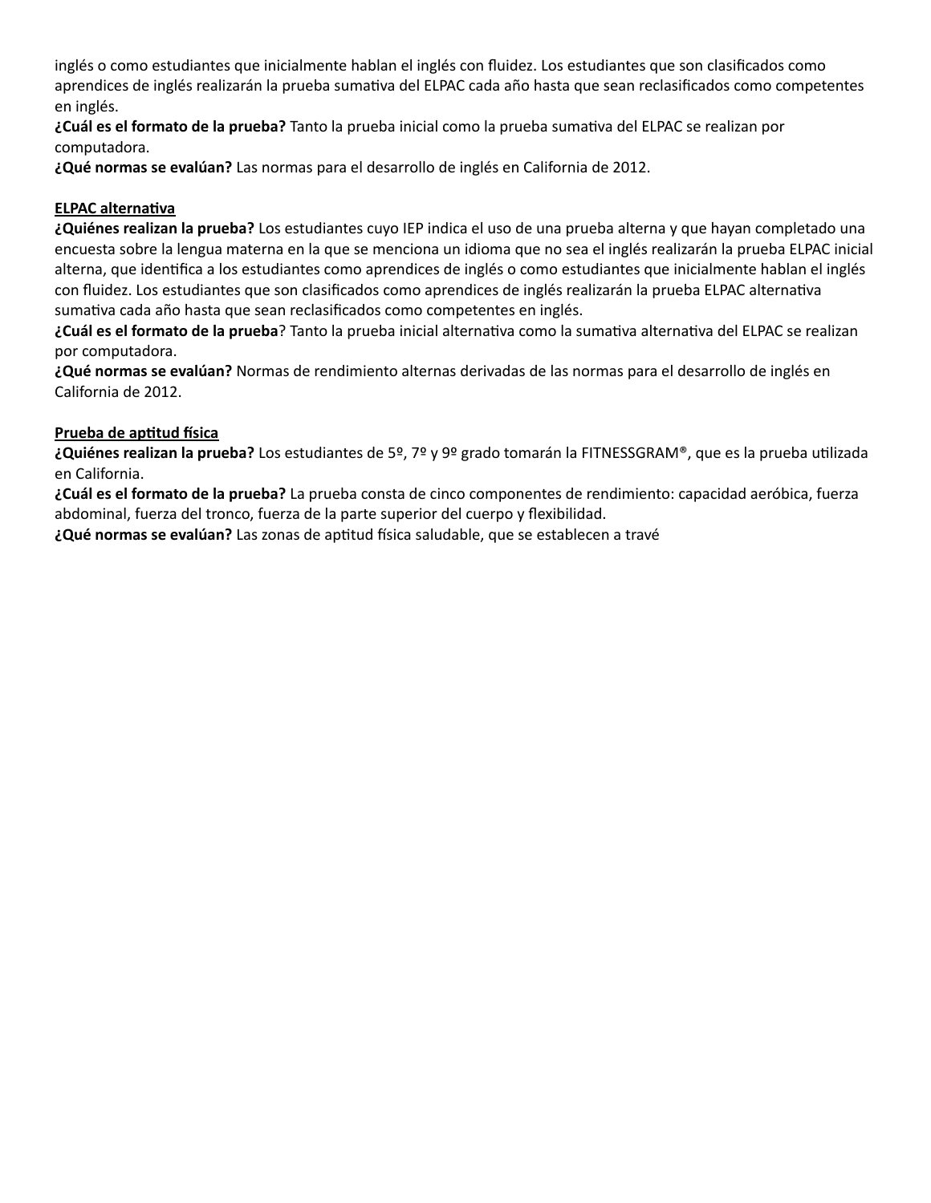inglés o como estudiantes que inicialmente hablan el inglés con fluidez. Los estudiantes que son clasificados como aprendices de inglés realizarán la prueba sumativa del ELPAC cada año hasta que sean reclasificados como competentes en inglés.
**¿Cuál es el formato de la prueba?** Tanto la prueba inicial como la prueba sumativa del ELPAC se realizan por computadora.
**¿Qué normas se evalúan?** Las normas para el desarrollo de inglés en California de 2012.

**ELPAC alternativa**
**¿Quiénes realizan la prueba?** Los estudiantes cuyo IEP indica el uso de una prueba alterna y que hayan completado una encuesta sobre la lengua materna en la que se menciona un idioma que no sea el inglés realizarán la prueba ELPAC inicial alterna, que identifica a los estudiantes como aprendices de inglés o como estudiantes que inicialmente hablan el inglés con fluidez. Los estudiantes que son clasificados como aprendices de inglés realizarán la prueba ELPAC alternativa sumativa cada año hasta que sean reclasificados como competentes en inglés.
**¿Cuál es el formato de la prueba**? Tanto la prueba inicial alternativa como la sumativa alternativa del ELPAC se realizan por computadora.
**¿Qué normas se evalúan?** Normas de rendimiento alternas derivadas de las normas para el desarrollo de inglés en California de 2012.

**Prueba de aptitud física**
**¿Quiénes realizan la prueba?** Los estudiantes de 5º, 7º y 9º grado tomarán la FITNESSGRAM®, que es la prueba utilizada en California.
**¿Cuál es el formato de la prueba?** La prueba consta de cinco componentes de rendimiento: capacidad aeróbica, fuerza abdominal, fuerza del tronco, fuerza de la parte superior del cuerpo y flexibilidad.
**¿Qué normas se evalúan?** Las zonas de aptitud física saludable, que se establecen a travé